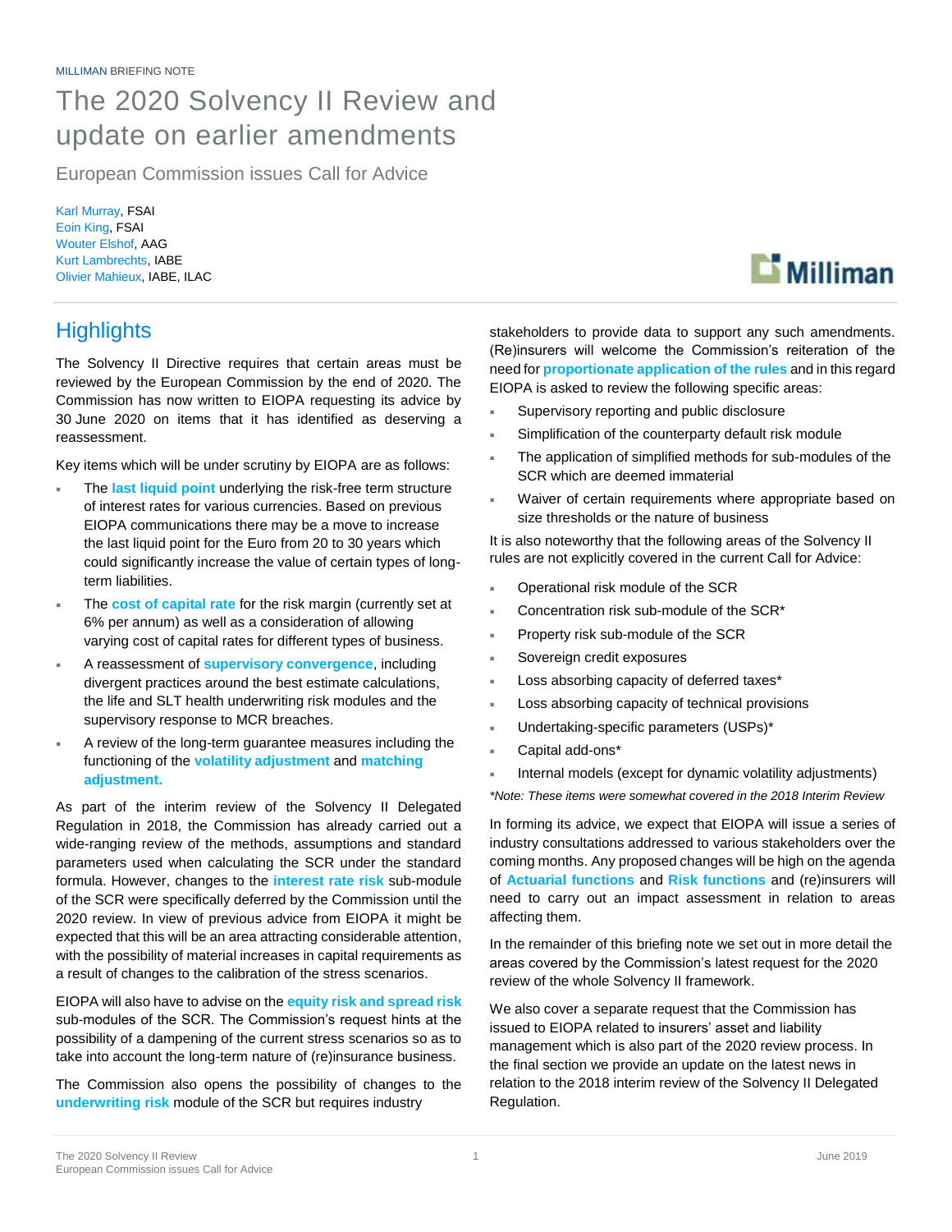MILLIMAN BRIEFING NOTE

# The 2020 Solvency II Review and update on earlier amendments

European Commission issues Call for Advice

Karl Murray, FSAI
Eoin King, FSAI
Wouter Elshof, AAG
Kurt Lambrechts, IABE
Olivier Mahieux, IABE, ILAC

## Highlights

The Solvency II Directive requires that certain areas must be reviewed by the European Commission by the end of 2020. The Commission has now written to EIOPA requesting its advice by 30 June 2020 on items that it has identified as deserving a reassessment.

Key items which will be under scrutiny by EIOPA are as follows:

- The **last liquid point** underlying the risk-free term structure of interest rates for various currencies. Based on previous EIOPA communications there may be a move to increase the last liquid point for the Euro from 20 to 30 years which could significantly increase the value of certain types of long-term liabilities.
- The **cost of capital rate** for the risk margin (currently set at 6% per annum) as well as a consideration of allowing varying cost of capital rates for different types of business.
- A reassessment of **supervisory convergence**, including divergent practices around the best estimate calculations, the life and SLT health underwriting risk modules and the supervisory response to MCR breaches.
- A review of the long-term guarantee measures including the functioning of the **volatility adjustment** and **matching adjustment.**

As part of the interim review of the Solvency II Delegated Regulation in 2018, the Commission has already carried out a wide-ranging review of the methods, assumptions and standard parameters used when calculating the SCR under the standard formula. However, changes to the **interest rate risk** sub-module of the SCR were specifically deferred by the Commission until the 2020 review. In view of previous advice from EIOPA it might be expected that this will be an area attracting considerable attention, with the possibility of material increases in capital requirements as a result of changes to the calibration of the stress scenarios.

EIOPA will also have to advise on the **equity risk and spread risk** sub-modules of the SCR. The Commission's request hints at the possibility of a dampening of the current stress scenarios so as to take into account the long-term nature of (re)insurance business.

The Commission also opens the possibility of changes to the **underwriting risk** module of the SCR but requires industry stakeholders to provide data to support any such amendments. (Re)insurers will welcome the Commission's reiteration of the need for **proportionate application of the rules** and in this regard EIOPA is asked to review the following specific areas:

- Supervisory reporting and public disclosure
- Simplification of the counterparty default risk module
- The application of simplified methods for sub-modules of the SCR which are deemed immaterial
- Waiver of certain requirements where appropriate based on size thresholds or the nature of business

It is also noteworthy that the following areas of the Solvency II rules are not explicitly covered in the current Call for Advice:

- Operational risk module of the SCR
- Concentration risk sub-module of the SCR*
- Property risk sub-module of the SCR
- Sovereign credit exposures
- Loss absorbing capacity of deferred taxes*
- Loss absorbing capacity of technical provisions
- Undertaking-specific parameters (USPs)*
- Capital add-ons*
- Internal models (except for dynamic volatility adjustments)

*\*Note: These items were somewhat covered in the 2018 Interim Review*

In forming its advice, we expect that EIOPA will issue a series of industry consultations addressed to various stakeholders over the coming months. Any proposed changes will be high on the agenda of **Actuarial functions** and **Risk functions** and (re)insurers will need to carry out an impact assessment in relation to areas affecting them.

In the remainder of this briefing note we set out in more detail the areas covered by the Commission's latest request for the 2020 review of the whole Solvency II framework.

We also cover a separate request that the Commission has issued to EIOPA related to insurers' asset and liability management which is also part of the 2020 review process. In the final section we provide an update on the latest news in relation to the 2018 interim review of the Solvency II Delegated Regulation.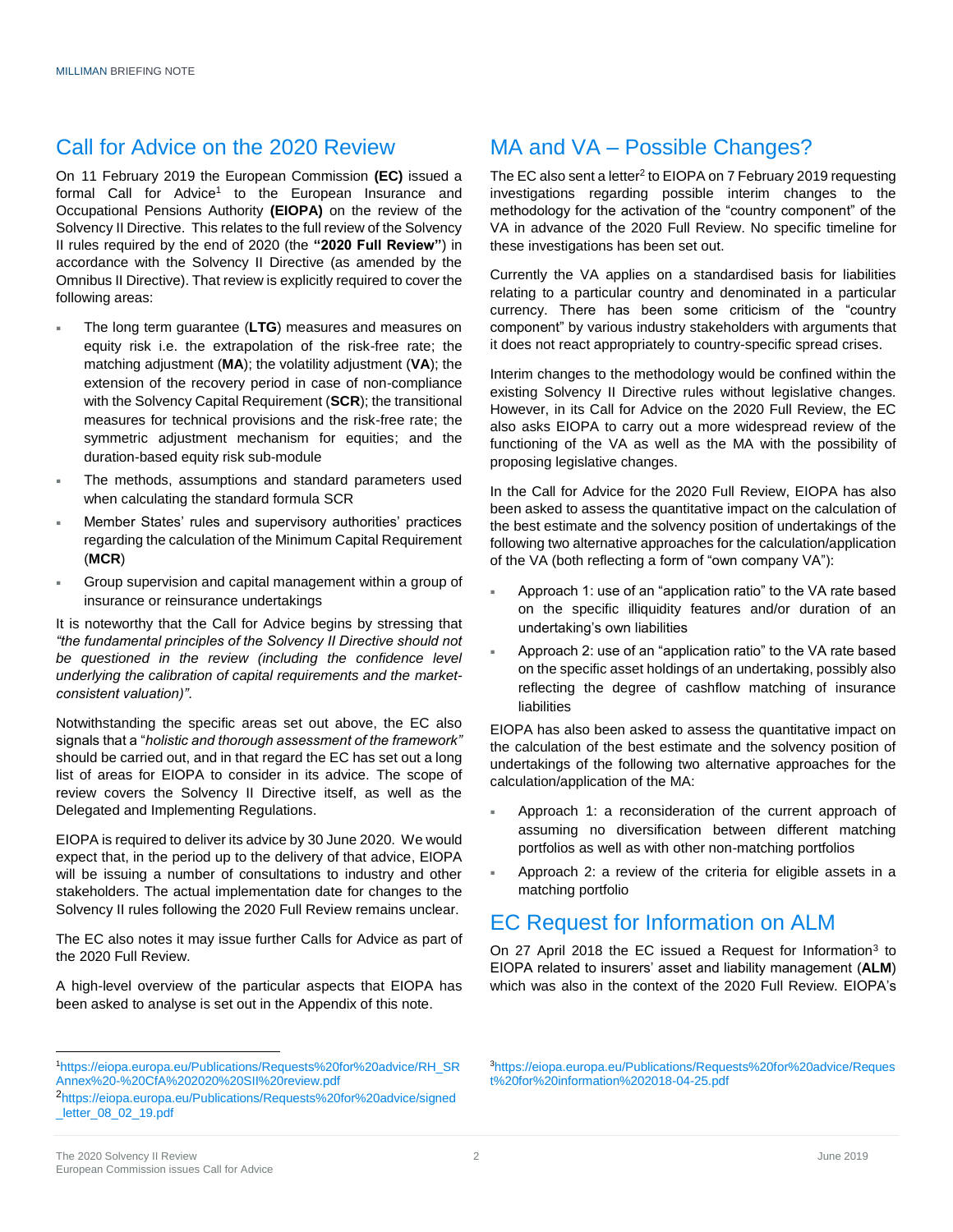## Call for Advice on the 2020 Review

On 11 February 2019 the European Commission **(EC)** issued a formal Call for Advice[1] to the European Insurance and Occupational Pensions Authority **(EIOPA)** on the review of the Solvency II Directive. This relates to the full review of the Solvency II rules required by the end of 2020 (the **"2020 Full Review"**) in accordance with the Solvency II Directive (as amended by the Omnibus II Directive). That review is explicitly required to cover the following areas:

- The long term guarantee (**LTG**) measures and measures on equity risk i.e. the extrapolation of the risk-free rate; the matching adjustment (**MA**); the volatility adjustment (**VA**); the extension of the recovery period in case of non-compliance with the Solvency Capital Requirement (**SCR**); the transitional measures for technical provisions and the risk-free rate; the symmetric adjustment mechanism for equities; and the duration-based equity risk sub-module
- The methods, assumptions and standard parameters used when calculating the standard formula SCR
- Member States' rules and supervisory authorities' practices regarding the calculation of the Minimum Capital Requirement (**MCR**)
- Group supervision and capital management within a group of insurance or reinsurance undertakings

It is noteworthy that the Call for Advice begins by stressing that *"the fundamental principles of the Solvency II Directive should not be questioned in the review (including the confidence level underlying the calibration of capital requirements and the market-consistent valuation)"*.

Notwithstanding the specific areas set out above, the EC also signals that a "*holistic and thorough assessment of the framework"* should be carried out, and in that regard the EC has set out a long list of areas for EIOPA to consider in its advice. The scope of review covers the Solvency II Directive itself, as well as the Delegated and Implementing Regulations.

EIOPA is required to deliver its advice by 30 June 2020. We would expect that, in the period up to the delivery of that advice, EIOPA will be issuing a number of consultations to industry and other stakeholders. The actual implementation date for changes to the Solvency II rules following the 2020 Full Review remains unclear.

The EC also notes it may issue further Calls for Advice as part of the 2020 Full Review.

A high-level overview of the particular aspects that EIOPA has been asked to analyse is set out in the Appendix of this note.

## MA and VA – Possible Changes?

The EC also sent a letter[2] to EIOPA on 7 February 2019 requesting investigations regarding possible interim changes to the methodology for the activation of the "country component" of the VA in advance of the 2020 Full Review. No specific timeline for these investigations has been set out.

Currently the VA applies on a standardised basis for liabilities relating to a particular country and denominated in a particular currency. There has been some criticism of the "country component" by various industry stakeholders with arguments that it does not react appropriately to country-specific spread crises.

Interim changes to the methodology would be confined within the existing Solvency II Directive rules without legislative changes. However, in its Call for Advice on the 2020 Full Review, the EC also asks EIOPA to carry out a more widespread review of the functioning of the VA as well as the MA with the possibility of proposing legislative changes.

In the Call for Advice for the 2020 Full Review, EIOPA has also been asked to assess the quantitative impact on the calculation of the best estimate and the solvency position of undertakings of the following two alternative approaches for the calculation/application of the VA (both reflecting a form of "own company VA"):

- Approach 1: use of an "application ratio" to the VA rate based on the specific illiquidity features and/or duration of an undertaking's own liabilities
- Approach 2: use of an "application ratio" to the VA rate based on the specific asset holdings of an undertaking, possibly also reflecting the degree of cashflow matching of insurance liabilities

EIOPA has also been asked to assess the quantitative impact on the calculation of the best estimate and the solvency position of undertakings of the following two alternative approaches for the calculation/application of the MA:

- Approach 1: a reconsideration of the current approach of assuming no diversification between different matching portfolios as well as with other non-matching portfolios
- Approach 2: a review of the criteria for eligible assets in a matching portfolio

## EC Request for Information on ALM

On 27 April 2018 the EC issued a Request for Information[3] to EIOPA related to insurers' asset and liability management (**ALM**) which was also in the context of the 2020 Full Review. EIOPA's

---

[1] https://eiopa.europa.eu/Publications/Requests%20for%20advice/RH_SR Annex%20-%20CfA%202020%20SII%20review.pdf

[2] https://eiopa.europa.eu/Publications/Requests%20for%20advice/signed_letter_08_02_19.pdf

[3] https://eiopa.europa.eu/Publications/Requests%20for%20advice/Request%20for%20information%202018-04-25.pdf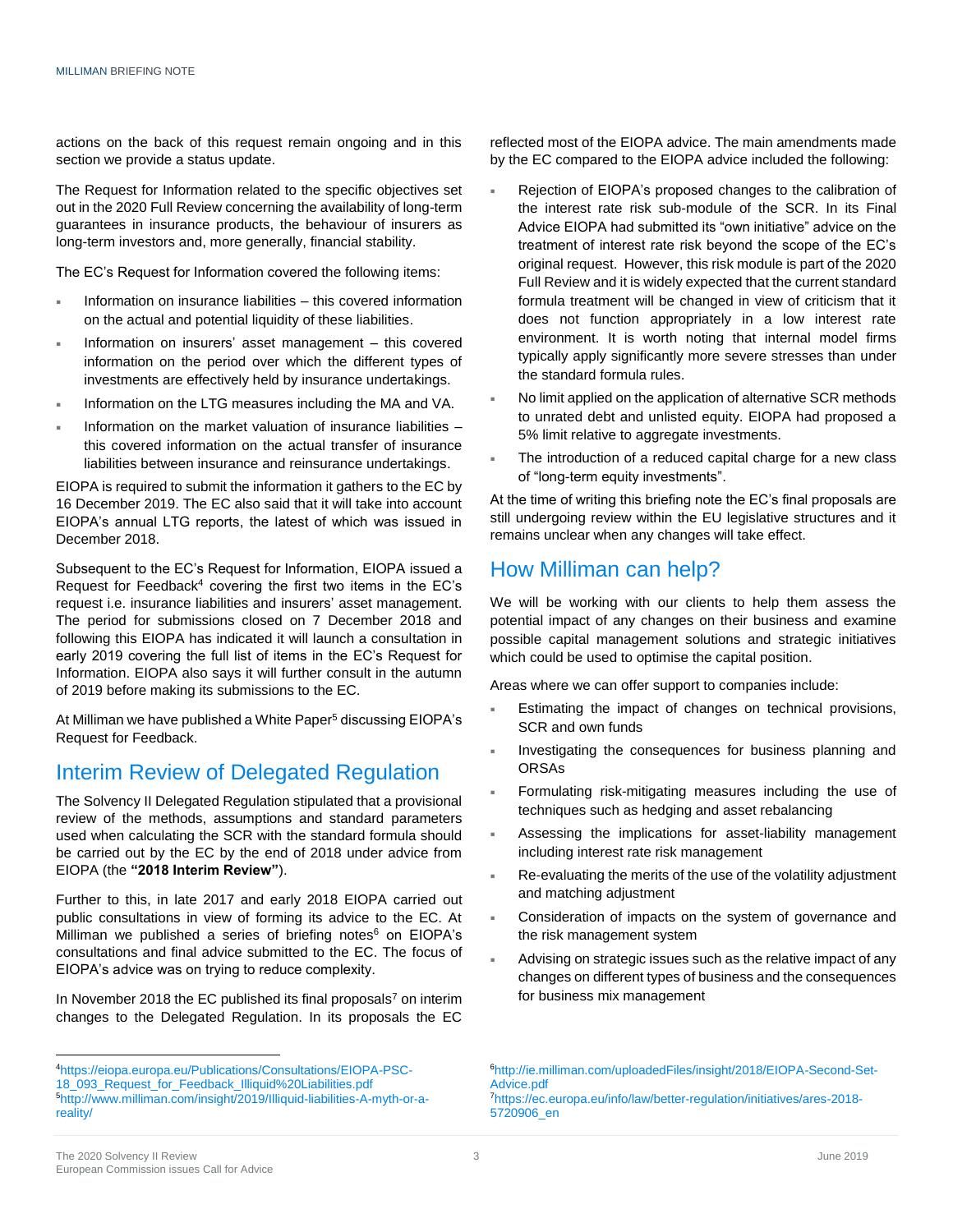actions on the back of this request remain ongoing and in this section we provide a status update.

The Request for Information related to the specific objectives set out in the 2020 Full Review concerning the availability of long-term guarantees in insurance products, the behaviour of insurers as long-term investors and, more generally, financial stability.

The EC's Request for Information covered the following items:

- Information on insurance liabilities – this covered information on the actual and potential liquidity of these liabilities.
- Information on insurers' asset management – this covered information on the period over which the different types of investments are effectively held by insurance undertakings.
- Information on the LTG measures including the MA and VA.
- Information on the market valuation of insurance liabilities – this covered information on the actual transfer of insurance liabilities between insurance and reinsurance undertakings.

EIOPA is required to submit the information it gathers to the EC by 16 December 2019. The EC also said that it will take into account EIOPA's annual LTG reports, the latest of which was issued in December 2018.

Subsequent to the EC's Request for Information, EIOPA issued a Request for Feedback[4] covering the first two items in the EC's request i.e. insurance liabilities and insurers' asset management. The period for submissions closed on 7 December 2018 and following this EIOPA has indicated it will launch a consultation in early 2019 covering the full list of items in the EC's Request for Information. EIOPA also says it will further consult in the autumn of 2019 before making its submissions to the EC.

At Milliman we have published a White Paper[5] discussing EIOPA's Request for Feedback.

## Interim Review of Delegated Regulation

The Solvency II Delegated Regulation stipulated that a provisional review of the methods, assumptions and standard parameters used when calculating the SCR with the standard formula should be carried out by the EC by the end of 2018 under advice from EIOPA (the **"2018 Interim Review"**).

Further to this, in late 2017 and early 2018 EIOPA carried out public consultations in view of forming its advice to the EC. At Milliman we published a series of briefing notes[6] on EIOPA's consultations and final advice submitted to the EC. The focus of EIOPA's advice was on trying to reduce complexity.

In November 2018 the EC published its final proposals[7] on interim changes to the Delegated Regulation. In its proposals the EC reflected most of the EIOPA advice. The main amendments made by the EC compared to the EIOPA advice included the following:

- Rejection of EIOPA's proposed changes to the calibration of the interest rate risk sub-module of the SCR. In its Final Advice EIOPA had submitted its "own initiative" advice on the treatment of interest rate risk beyond the scope of the EC's original request. However, this risk module is part of the 2020 Full Review and it is widely expected that the current standard formula treatment will be changed in view of criticism that it does not function appropriately in a low interest rate environment. It is worth noting that internal model firms typically apply significantly more severe stresses than under the standard formula rules.
- No limit applied on the application of alternative SCR methods to unrated debt and unlisted equity. EIOPA had proposed a 5% limit relative to aggregate investments.
- The introduction of a reduced capital charge for a new class of "long-term equity investments".

At the time of writing this briefing note the EC's final proposals are still undergoing review within the EU legislative structures and it remains unclear when any changes will take effect.

## How Milliman can help?

We will be working with our clients to help them assess the potential impact of any changes on their business and examine possible capital management solutions and strategic initiatives which could be used to optimise the capital position.

Areas where we can offer support to companies include:

- Estimating the impact of changes on technical provisions, SCR and own funds
- Investigating the consequences for business planning and ORSAs
- Formulating risk-mitigating measures including the use of techniques such as hedging and asset rebalancing
- Assessing the implications for asset-liability management including interest rate risk management
- Re-evaluating the merits of the use of the volatility adjustment and matching adjustment
- Consideration of impacts on the system of governance and the risk management system
- Advising on strategic issues such as the relative impact of any changes on different types of business and the consequences for business mix management

---

[4] https://eiopa.europa.eu/Publications/Consultations/EIOPA-PSC-18_093_Request_for_Feedback_Illiquid%20Liabilities.pdf
[5] http://www.milliman.com/insight/2019/Illiquid-liabilities-A-myth-or-a-reality/
[6] http://ie.milliman.com/uploadedFiles/insight/2018/EIOPA-Second-Set-Advice.pdf
[7] https://ec.europa.eu/info/law/better-regulation/initiatives/ares-2018-5720906_en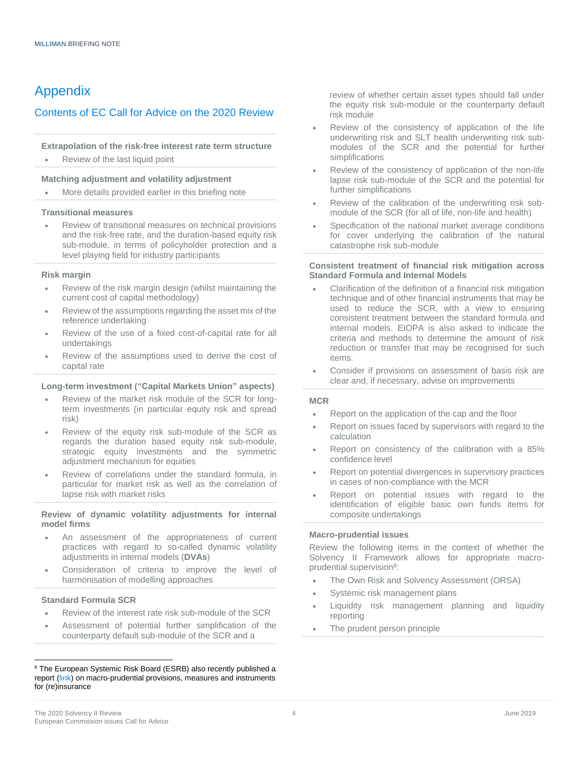# Appendix

## Contents of EC Call for Advice on the 2020 Review

**Extrapolation of the risk-free interest rate term structure**

- Review of the last liquid point

**Matching adjustment and volatility adjustment**

- More details provided earlier in this briefing note

**Transitional measures**

- Review of transitional measures on technical provisions and the risk-free rate, and the duration-based equity risk sub-module, in terms of policyholder protection and a level playing field for industry participants

**Risk margin**

- Review of the risk margin design (whilst maintaining the current cost of capital methodology)
- Review of the assumptions regarding the asset mix of the reference undertaking
- Review of the use of a fixed cost-of-capital rate for all undertakings
- Review of the assumptions used to derive the cost of capital rate

**Long-term investment ("Capital Markets Union" aspects)**

- Review of the market risk module of the SCR for long-term investments (in particular equity risk and spread risk)
- Review of the equity risk sub-module of the SCR as regards the duration based equity risk sub-module, strategic equity investments and the symmetric adjustment mechanism for equities
- Review of correlations under the standard formula, in particular for market risk as well as the correlation of lapse risk with market risks

**Review of dynamic volatility adjustments for internal model firms**

- An assessment of the appropriateness of current practices with regard to so-called dynamic volatility adjustments in internal models (**DVAs**)
- Consideration of criteria to improve the level of harmonisation of modelling approaches

**Standard Formula SCR**

- Review of the interest rate risk sub-module of the SCR
- Assessment of potential further simplification of the counterparty default sub-module of the SCR and a review of whether certain asset types should fall under the equity risk sub-module or the counterparty default risk module
- Review of the consistency of application of the life underwriting risk and SLT health underwriting risk sub-modules of the SCR and the potential for further simplifications
- Review of the consistency of application of the non-life lapse risk sub-module of the SCR and the potential for further simplifications
- Review of the calibration of the underwriting risk sub-module of the SCR (for all of life, non-life and health)
- Specification of the national market average conditions for cover underlying the calibration of the natural catastrophe risk sub-module

**Consistent treatment of financial risk mitigation across Standard Formula and Internal Models**

- Clarification of the definition of a financial risk mitigation technique and of other financial instruments that may be used to reduce the SCR, with a view to ensuring consistent treatment between the standard formula and internal models. EIOPA is also asked to indicate the criteria and methods to determine the amount of risk reduction or transfer that may be recognised for such items.
- Consider if provisions on assessment of basis risk are clear and, if necessary, advise on improvements

**MCR**

- Report on the application of the cap and the floor
- Report on issues faced by supervisors with regard to the calculation
- Report on consistency of the calibration with a 85% confidence level
- Report on potential divergences in supervisory practices in cases of non-compliance with the MCR
- Report on potential issues with regard to the identification of eligible basic own funds items for composite undertakings

**Macro-prudential issues**

Review the following items in the context of whether the Solvency II Framework allows for appropriate macro-prudential supervision[8]:

- The Own Risk and Solvency Assessment (ORSA)
- Systemic risk management plans
- Liquidity risk management planning and liquidity reporting
- The prudent person principle

[8] The European Systemic Risk Board (ESRB) also recently published a report (link) on macro-prudential provisions, measures and instruments for (re)insurance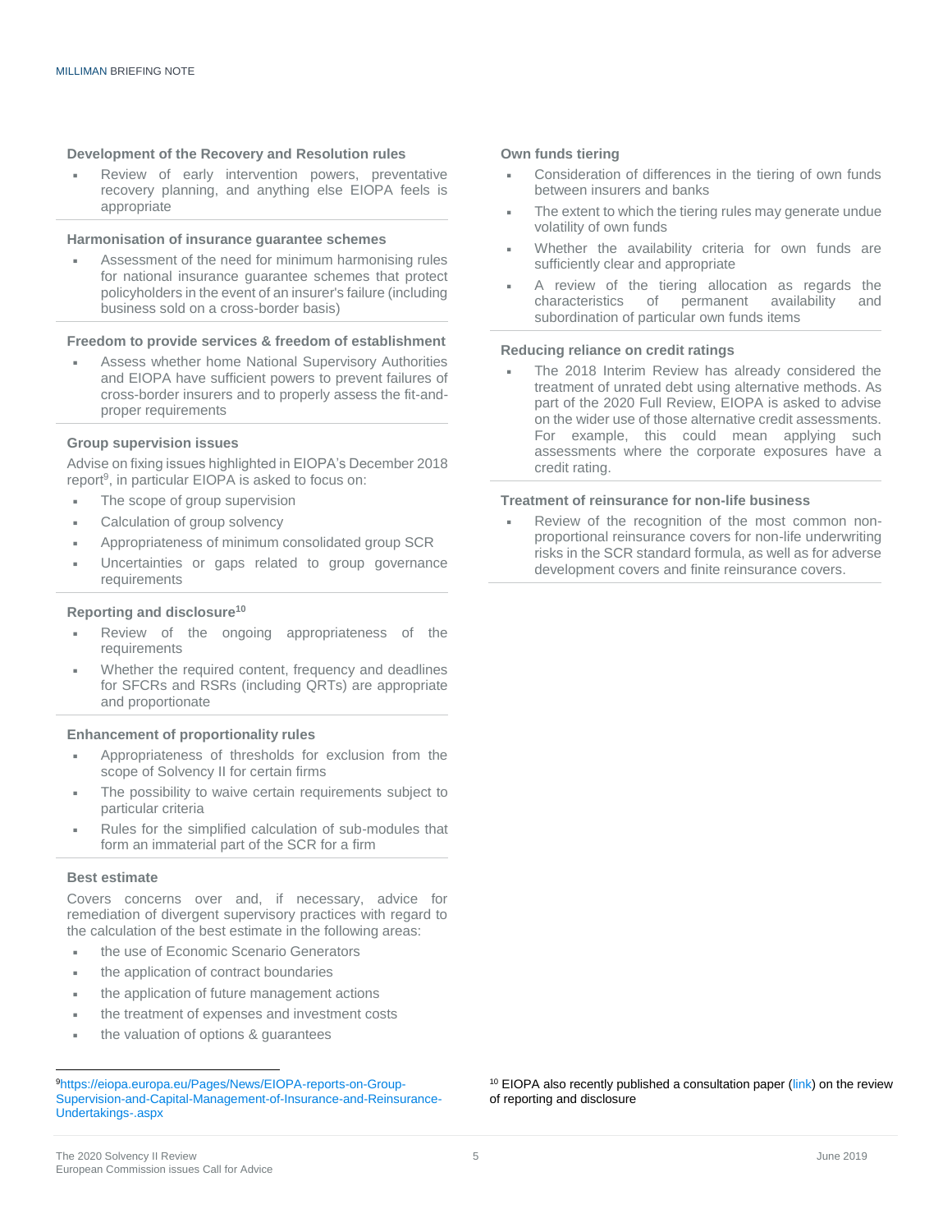### Development of the Recovery and Resolution rules

- Review of early intervention powers, preventative recovery planning, and anything else EIOPA feels is appropriate

### Harmonisation of insurance guarantee schemes

- Assessment of the need for minimum harmonising rules for national insurance guarantee schemes that protect policyholders in the event of an insurer's failure (including business sold on a cross-border basis)

### Freedom to provide services & freedom of establishment

- Assess whether home National Supervisory Authorities and EIOPA have sufficient powers to prevent failures of cross-border insurers and to properly assess the fit-and-proper requirements

### Group supervision issues

Advise on fixing issues highlighted in EIOPA's December 2018 report[9], in particular EIOPA is asked to focus on:

- The scope of group supervision
- Calculation of group solvency
- Appropriateness of minimum consolidated group SCR
- Uncertainties or gaps related to group governance requirements

### Reporting and disclosure[10]

- Review of the ongoing appropriateness of the requirements
- Whether the required content, frequency and deadlines for SFCRs and RSRs (including QRTs) are appropriate and proportionate

### Enhancement of proportionality rules

- Appropriateness of thresholds for exclusion from the scope of Solvency II for certain firms
- The possibility to waive certain requirements subject to particular criteria
- Rules for the simplified calculation of sub-modules that form an immaterial part of the SCR for a firm

### Best estimate

Covers concerns over and, if necessary, advice for remediation of divergent supervisory practices with regard to the calculation of the best estimate in the following areas:

- the use of Economic Scenario Generators
- the application of contract boundaries
- the application of future management actions
- the treatment of expenses and investment costs
- the valuation of options & guarantees

### Own funds tiering

- Consideration of differences in the tiering of own funds between insurers and banks
- The extent to which the tiering rules may generate undue volatility of own funds
- Whether the availability criteria for own funds are sufficiently clear and appropriate
- A review of the tiering allocation as regards the characteristics of permanent availability and subordination of particular own funds items

### Reducing reliance on credit ratings

- The 2018 Interim Review has already considered the treatment of unrated debt using alternative methods. As part of the 2020 Full Review, EIOPA is asked to advise on the wider use of those alternative credit assessments. For example, this could mean applying such assessments where the corporate exposures have a credit rating.

### Treatment of reinsurance for non-life business

- Review of the recognition of the most common non-proportional reinsurance covers for non-life underwriting risks in the SCR standard formula, as well as for adverse development covers and finite reinsurance covers.

---

[9] https://eiopa.europa.eu/Pages/News/EIOPA-reports-on-Group-Supervision-and-Capital-Management-of-Insurance-and-Reinsurance-Undertakings-.aspx

[10] EIOPA also recently published a consultation paper (link) on the review of reporting and disclosure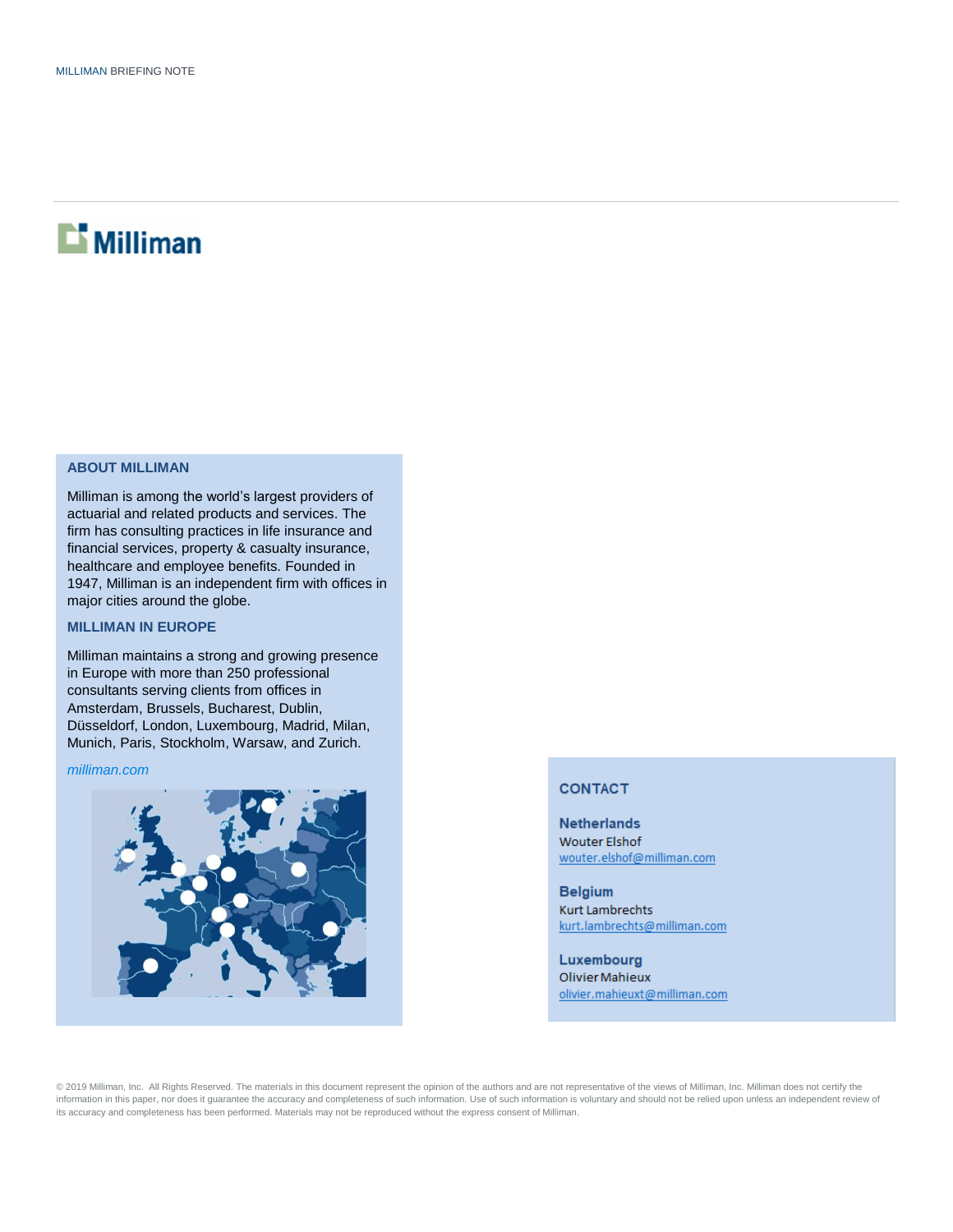## ABOUT MILLIMAN

Milliman is among the world's largest providers of actuarial and related products and services. The firm has consulting practices in life insurance and financial services, property & casualty insurance, healthcare and employee benefits. Founded in 1947, Milliman is an independent firm with offices in major cities around the globe.

## MILLIMAN IN EUROPE

Milliman maintains a strong and growing presence in Europe with more than 250 professional consultants serving clients from offices in Amsterdam, Brussels, Bucharest, Dublin, Düsseldorf, London, Luxembourg, Madrid, Milan, Munich, Paris, Stockholm, Warsaw, and Zurich.

*milliman.com*

## CONTACT

**Netherlands**
Wouter Elshof
wouter.elshof@milliman.com

**Belgium**
Kurt Lambrechts
kurt.lambrechts@milliman.com

**Luxembourg**
Olivier Mahieux
olivier.mahieuxt@milliman.com

© 2019 Milliman, Inc. All Rights Reserved. The materials in this document represent the opinion of the authors and are not representative of the views of Milliman, Inc. Milliman does not certify the information in this paper, nor does it guarantee the accuracy and completeness of such information. Use of such information is voluntary and should not be relied upon unless an independent review of its accuracy and completeness has been performed. Materials may not be reproduced without the express consent of Milliman.